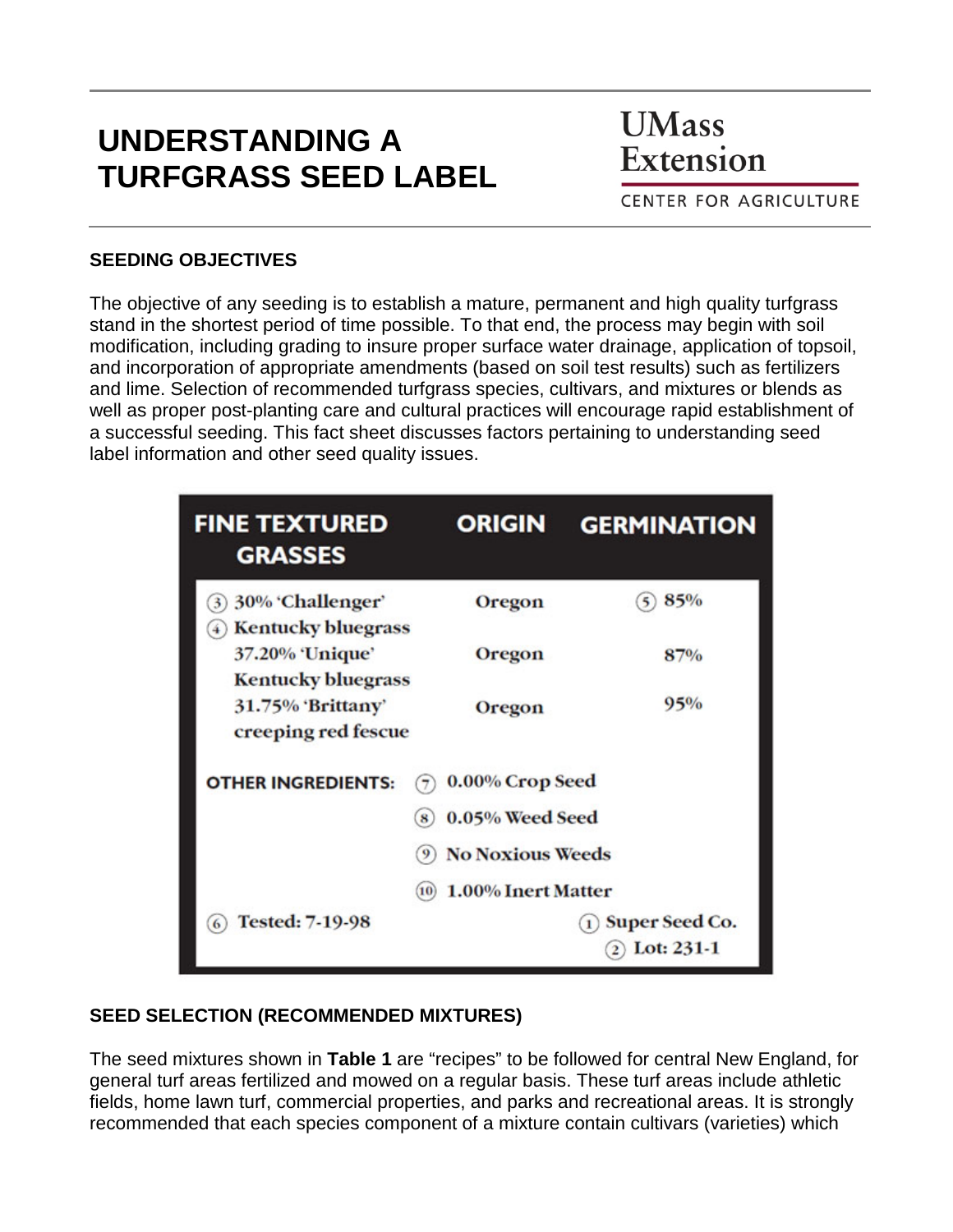# UNDERSTANDING A TURFGRASS SEED LABEL

UMass Extension

CENTER FOR AGRICULTURE

## SEEDING OBJECTIVES

The objective of any seeding is to establish a mature, permanent and high quality turfgrass stand in the shortest period of time possible. To that end, the process may begin with soil modification, including grading to insure proper surface water drainage, application of topsoil, and incorporation of appropriate amendments (based on soil test results) such as fertilizers and lime. Selection of recommended turfgrass species, cultivars, and mixtures or blends as well as proper post-planting care and cultural practices will encourage rapid establishment of a successful seeding. This fact sheet discusses factors pertaining to understanding seed label information and other seed quality issues.

| FINE TEXTURED GRASSES | ORIGIN | GERMINATION |
| --- | --- | --- |
| (3) 30% 'Challenger' (4) Kentucky bluegrass | Oregon | (5) 85% |
| 37.20% 'Unique' Kentucky bluegrass | Oregon | 87% |
| 31.75% 'Brittany' creeping red fescue | Oregon | 95% |
| **OTHER INGREDIENTS:** | (7) 0.00% Crop Seed | |
| | (8) 0.05% Weed Seed | |
| | (9) No Noxious Weeds | |
| | (10) 1.00% Inert Matter | |
| (6) Tested: 7-19-98 | | (1) Super Seed Co. (2) Lot: 231-1 |

## SEED SELECTION (RECOMMENDED MIXTURES)

The seed mixtures shown in **Table 1** are "recipes" to be followed for central New England, for general turf areas fertilized and mowed on a regular basis. These turf areas include athletic fields, home lawn turf, commercial properties, and parks and recreational areas. It is strongly recommended that each species component of a mixture contain cultivars (varieties) which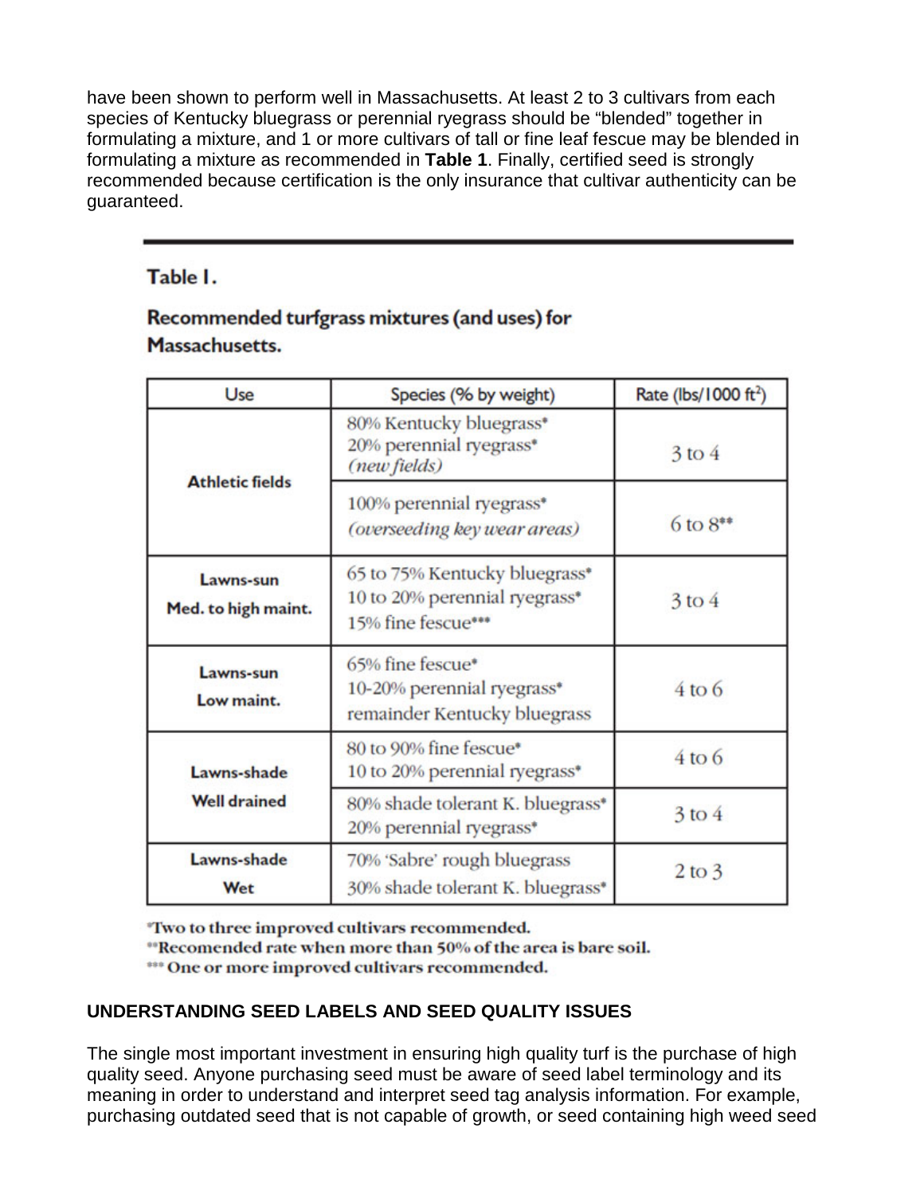have been shown to perform well in Massachusetts. At least 2 to 3 cultivars from each species of Kentucky bluegrass or perennial ryegrass should be “blended” together in formulating a mixture, and 1 or more cultivars of tall or fine leaf fescue may be blended in formulating a mixture as recommended in **Table 1**. Finally, certified seed is strongly recommended because certification is the only insurance that cultivar authenticity can be guaranteed.

**Table 1.**

**Recommended turfgrass mixtures (and uses) for Massachusetts.**

| Use | Species (% by weight) | Rate (lbs/1000 ft$^2$) |
| --- | --- | --- |
| **Athletic fields** | 80% Kentucky bluegrass*<br>20% perennial ryegrass*<br>*(new fields)* | 3 to 4 |
| | 100% perennial ryegrass*<br>*(overseeding key wear areas)* | 6 to 8** |
| **Lawns-sun Med. to high maint.** | 65 to 75% Kentucky bluegrass*<br>10 to 20% perennial ryegrass*<br>15% fine fescue*** | 3 to 4 |
| **Lawns-sun Low maint.** | 65% fine fescue*<br>10-20% perennial ryegrass*<br>remainder Kentucky bluegrass | 4 to 6 |
| **Lawns-shade Well drained** | 80 to 90% fine fescue*<br>10 to 20% perennial ryegrass* | 4 to 6 |
| | 80% shade tolerant K. bluegrass*<br>20% perennial ryegrass* | 3 to 4 |
| **Lawns-shade Wet** | 70% 'Sabre' rough bluegrass<br>30% shade tolerant K. bluegrass* | 2 to 3 |

*Two to three improved cultivars recommended.
**Recomended rate when more than 50% of the area is bare soil.
*** One or more improved cultivars recommended.

## UNDERSTANDING SEED LABELS AND SEED QUALITY ISSUES

The single most important investment in ensuring high quality turf is the purchase of high quality seed. Anyone purchasing seed must be aware of seed label terminology and its meaning in order to understand and interpret seed tag analysis information. For example, purchasing outdated seed that is not capable of growth, or seed containing high weed seed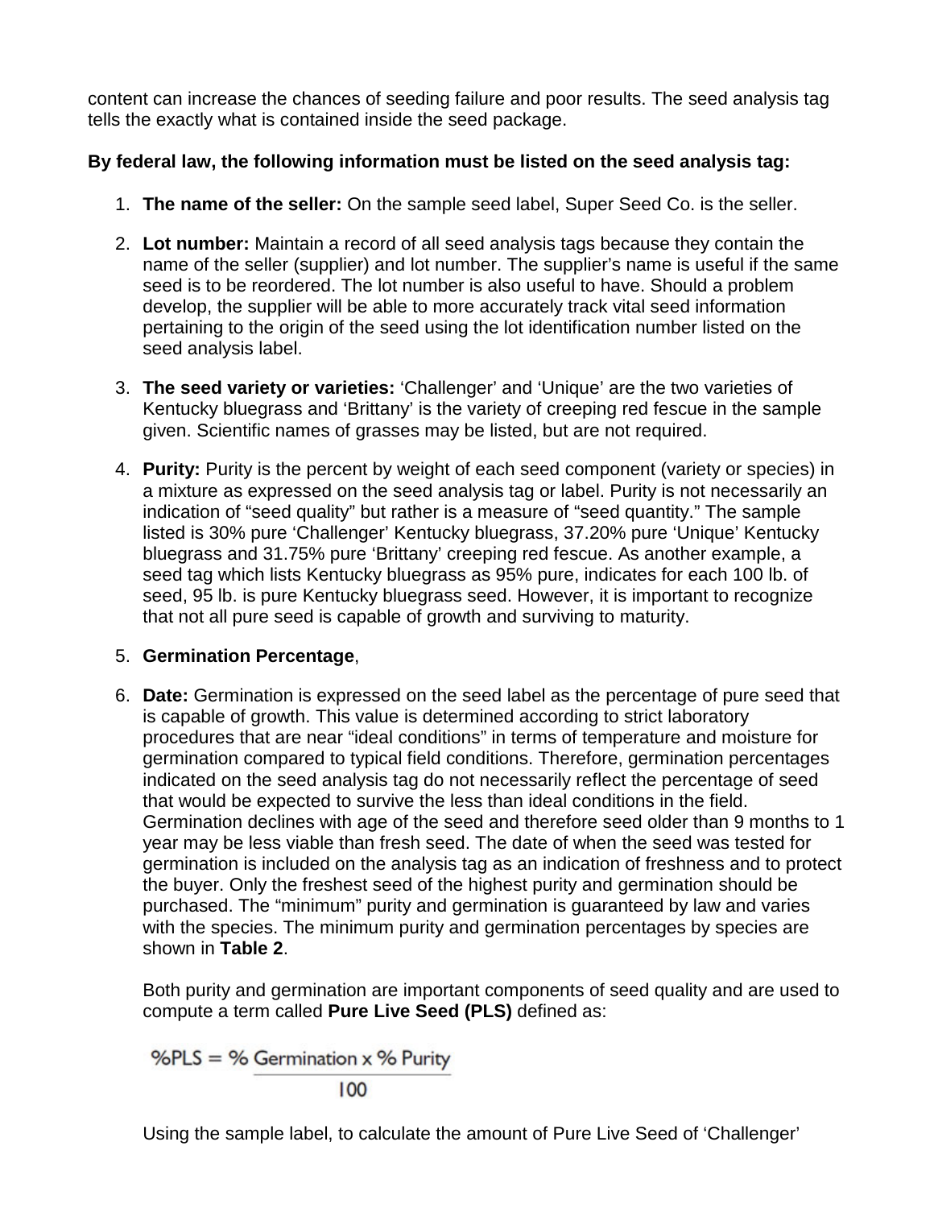content can increase the chances of seeding failure and poor results. The seed analysis tag tells the exactly what is contained inside the seed package.

**By federal law, the following information must be listed on the seed analysis tag:**

1. **The name of the seller:** On the sample seed label, Super Seed Co. is the seller.

2. **Lot number:** Maintain a record of all seed analysis tags because they contain the name of the seller (supplier) and lot number. The supplier's name is useful if the same seed is to be reordered. The lot number is also useful to have. Should a problem develop, the supplier will be able to more accurately track vital seed information pertaining to the origin of the seed using the lot identification number listed on the seed analysis label.

3. **The seed variety or varieties:** 'Challenger' and 'Unique' are the two varieties of Kentucky bluegrass and 'Brittany' is the variety of creeping red fescue in the sample given. Scientific names of grasses may be listed, but are not required.

4. **Purity:** Purity is the percent by weight of each seed component (variety or species) in a mixture as expressed on the seed analysis tag or label. Purity is not necessarily an indication of "seed quality" but rather is a measure of "seed quantity." The sample listed is 30% pure 'Challenger' Kentucky bluegrass, 37.20% pure 'Unique' Kentucky bluegrass and 31.75% pure 'Brittany' creeping red fescue. As another example, a seed tag which lists Kentucky bluegrass as 95% pure, indicates for each 100 lb. of seed, 95 lb. is pure Kentucky bluegrass seed. However, it is important to recognize that not all pure seed is capable of growth and surviving to maturity.

5. **Germination Percentage**,

6. **Date:** Germination is expressed on the seed label as the percentage of pure seed that is capable of growth. This value is determined according to strict laboratory procedures that are near "ideal conditions" in terms of temperature and moisture for germination compared to typical field conditions. Therefore, germination percentages indicated on the seed analysis tag do not necessarily reflect the percentage of seed that would be expected to survive the less than ideal conditions in the field. Germination declines with age of the seed and therefore seed older than 9 months to 1 year may be less viable than fresh seed. The date of when the seed was tested for germination is included on the analysis tag as an indication of freshness and to protect the buyer. Only the freshest seed of the highest purity and germination should be purchased. The "minimum" purity and germination is guaranteed by law and varies with the species. The minimum purity and germination percentages by species are shown in **Table 2**.

   Both purity and germination are important components of seed quality and are used to compute a term called **Pure Live Seed (PLS)** defined as:

   $$\%PLS = \frac{\%\ Germination \times \%\ Purity}{100}$$

   Using the sample label, to calculate the amount of Pure Live Seed of 'Challenger'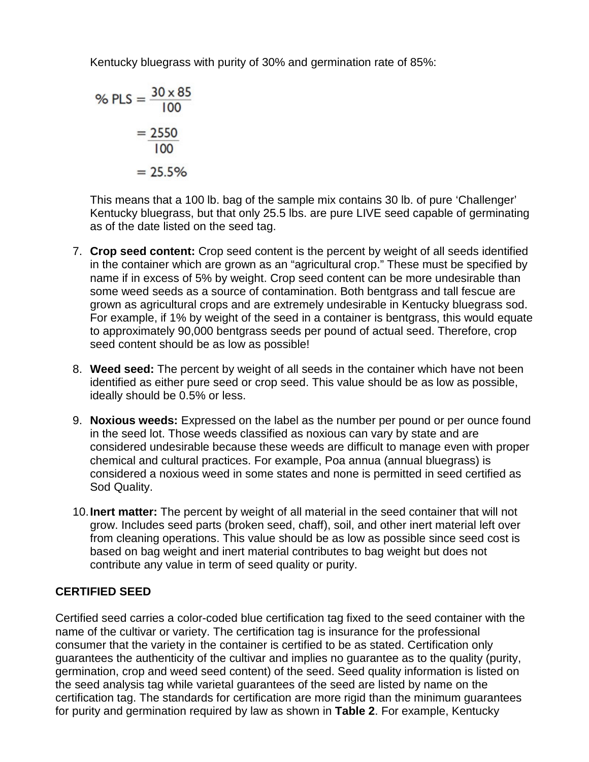Kentucky bluegrass with purity of 30% and germination rate of 85%:

$$\% \text{ PLS} = \frac{30 \times 85}{100}$$

$$= \frac{2550}{100}$$

$$= 25.5\%$$

This means that a 100 lb. bag of the sample mix contains 30 lb. of pure ‘Challenger’ Kentucky bluegrass, but that only 25.5 lbs. are pure LIVE seed capable of germinating as of the date listed on the seed tag.

7. **Crop seed content:** Crop seed content is the percent by weight of all seeds identified in the container which are grown as an “agricultural crop.” These must be specified by name if in excess of 5% by weight. Crop seed content can be more undesirable than some weed seeds as a source of contamination. Both bentgrass and tall fescue are grown as agricultural crops and are extremely undesirable in Kentucky bluegrass sod. For example, if 1% by weight of the seed in a container is bentgrass, this would equate to approximately 90,000 bentgrass seeds per pound of actual seed. Therefore, crop seed content should be as low as possible!

8. **Weed seed:** The percent by weight of all seeds in the container which have not been identified as either pure seed or crop seed. This value should be as low as possible, ideally should be 0.5% or less.

9. **Noxious weeds:** Expressed on the label as the number per pound or per ounce found in the seed lot. Those weeds classified as noxious can vary by state and are considered undesirable because these weeds are difficult to manage even with proper chemical and cultural practices. For example, Poa annua (annual bluegrass) is considered a noxious weed in some states and none is permitted in seed certified as Sod Quality.

10. **Inert matter:** The percent by weight of all material in the seed container that will not grow. Includes seed parts (broken seed, chaff), soil, and other inert material left over from cleaning operations. This value should be as low as possible since seed cost is based on bag weight and inert material contributes to bag weight but does not contribute any value in term of seed quality or purity.

**CERTIFIED SEED**

Certified seed carries a color-coded blue certification tag fixed to the seed container with the name of the cultivar or variety. The certification tag is insurance for the professional consumer that the variety in the container is certified to be as stated. Certification only guarantees the authenticity of the cultivar and implies no guarantee as to the quality (purity, germination, crop and weed seed content) of the seed. Seed quality information is listed on the seed analysis tag while varietal guarantees of the seed are listed by name on the certification tag. The standards for certification are more rigid than the minimum guarantees for purity and germination required by law as shown in **Table 2**. For example, Kentucky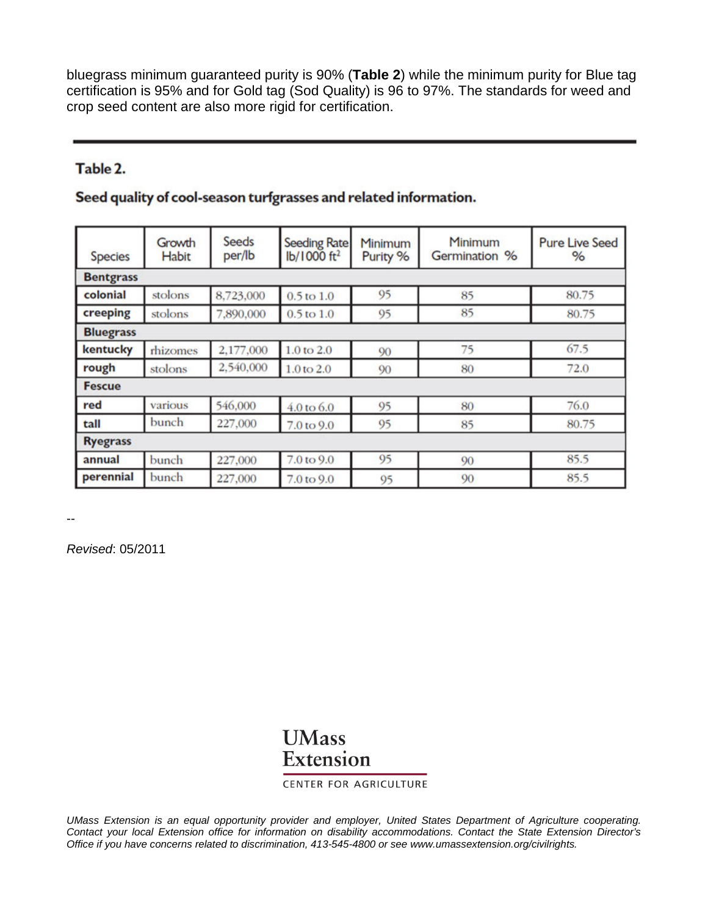bluegrass minimum guaranteed purity is 90% (**Table 2**) while the minimum purity for Blue tag certification is 95% and for Gold tag (Sod Quality) is 96 to 97%. The standards for weed and crop seed content are also more rigid for certification.

---

### Table 2.

**Seed quality of cool-season turfgrasses and related information.**

| Species | Growth Habit | Seeds per/lb | Seeding Rate lb/1000 ft² | Minimum Purity % | Minimum Germination % | Pure Live Seed % |
|---|---|---|---|---|---|---|
| **Bentgrass** | | | | | | |
| **colonial** | stolons | 8,723,000 | 0.5 to 1.0 | 95 | 85 | 80.75 |
| **creeping** | stolons | 7,890,000 | 0.5 to 1.0 | 95 | 85 | 80.75 |
| **Bluegrass** | | | | | | |
| **kentucky** | rhizomes | 2,177,000 | 1.0 to 2.0 | 90 | 75 | 67.5 |
| **rough** | stolons | 2,540,000 | 1.0 to 2.0 | 90 | 80 | 72.0 |
| **Fescue** | | | | | | |
| **red** | various | 546,000 | 4.0 to 6.0 | 95 | 80 | 76.0 |
| **tall** | bunch | 227,000 | 7.0 to 9.0 | 95 | 85 | 80.75 |
| **Ryegrass** | | | | | | |
| **annual** | bunch | 227,000 | 7.0 to 9.0 | 95 | 90 | 85.5 |
| **perennial** | bunch | 227,000 | 7.0 to 9.0 | 95 | 90 | 85.5 |

--

*Revised*: 05/2011

UMass Extension

CENTER FOR AGRICULTURE

*UMass Extension is an equal opportunity provider and employer, United States Department of Agriculture cooperating. Contact your local Extension office for information on disability accommodations. Contact the State Extension Director's Office if you have concerns related to discrimination, 413-545-4800 or see www.umassextension.org/civilrights.*